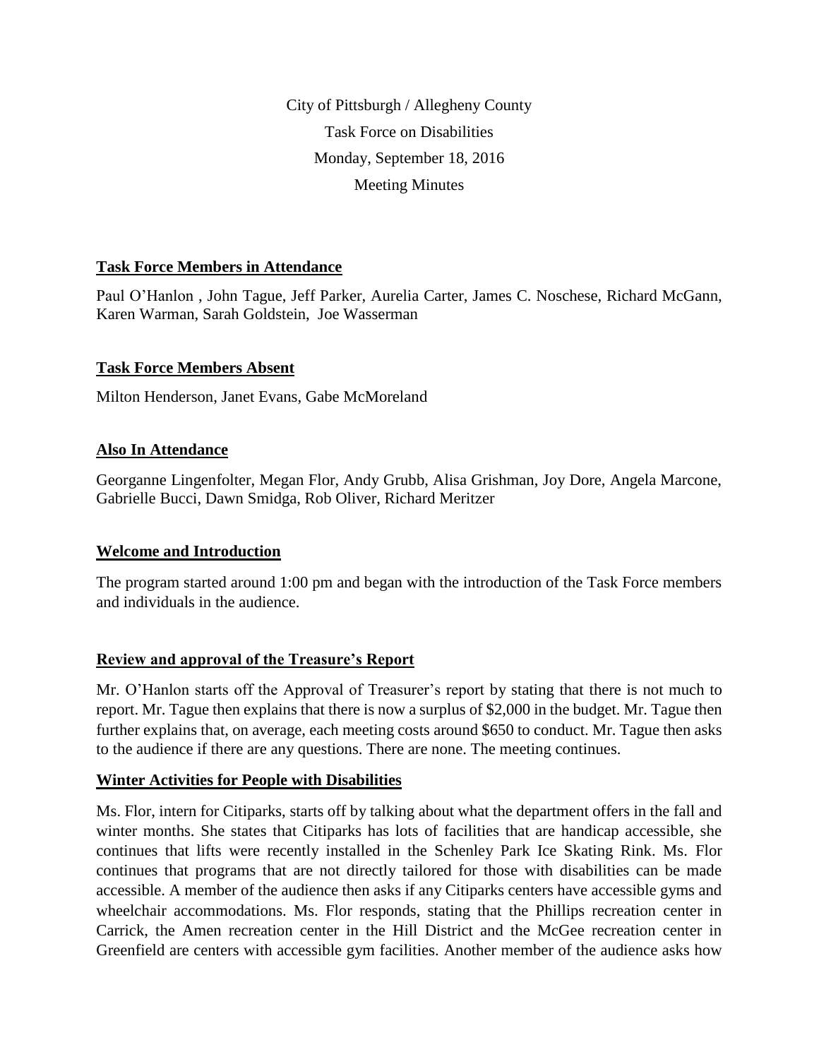City of Pittsburgh / Allegheny County

Task Force on Disabilities

Monday, September 18, 2016

Meeting Minutes

## Task Force Members in Attendance

Paul O'Hanlon , John Tague, Jeff Parker, Aurelia Carter, James C. Noschese, Richard McGann, Karen Warman, Sarah Goldstein, Joe Wasserman

## Task Force Members Absent

Milton Henderson, Janet Evans, Gabe McMoreland

## Also In Attendance

Georganne Lingenfolter, Megan Flor, Andy Grubb, Alisa Grishman, Joy Dore, Angela Marcone, Gabrielle Bucci, Dawn Smidga, Rob Oliver, Richard Meritzer

## Welcome and Introduction

The program started around 1:00 pm and began with the introduction of the Task Force members and individuals in the audience.

## Review and approval of the Treasure's Report

Mr. O'Hanlon starts off the Approval of Treasurer's report by stating that there is not much to report. Mr. Tague then explains that there is now a surplus of $2,000 in the budget. Mr. Tague then further explains that, on average, each meeting costs around $650 to conduct. Mr. Tague then asks to the audience if there are any questions. There are none. The meeting continues.

## Winter Activities for People with Disabilities

Ms. Flor, intern for Citiparks, starts off by talking about what the department offers in the fall and winter months. She states that Citiparks has lots of facilities that are handicap accessible, she continues that lifts were recently installed in the Schenley Park Ice Skating Rink. Ms. Flor continues that programs that are not directly tailored for those with disabilities can be made accessible. A member of the audience then asks if any Citiparks centers have accessible gyms and wheelchair accommodations. Ms. Flor responds, stating that the Phillips recreation center in Carrick, the Amen recreation center in the Hill District and the McGee recreation center in Greenfield are centers with accessible gym facilities. Another member of the audience asks how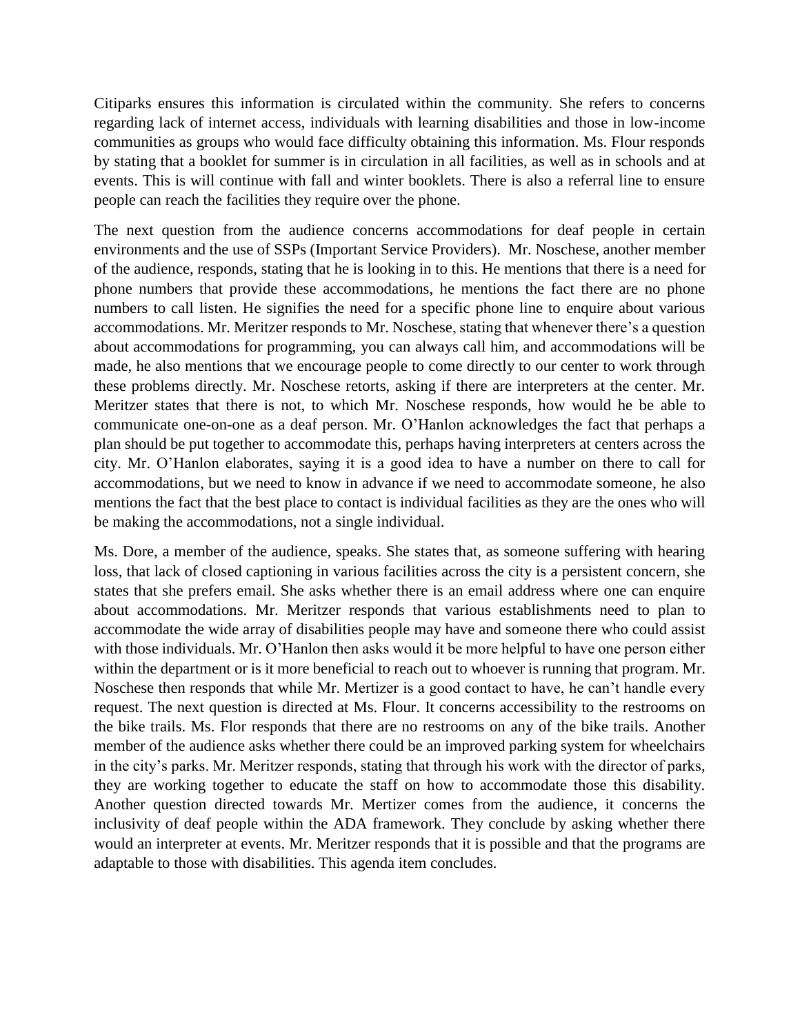Citiparks ensures this information is circulated within the community. She refers to concerns regarding lack of internet access, individuals with learning disabilities and those in low-income communities as groups who would face difficulty obtaining this information. Ms. Flour responds by stating that a booklet for summer is in circulation in all facilities, as well as in schools and at events. This is will continue with fall and winter booklets. There is also a referral line to ensure people can reach the facilities they require over the phone.

The next question from the audience concerns accommodations for deaf people in certain environments and the use of SSPs (Important Service Providers). Mr. Noschese, another member of the audience, responds, stating that he is looking in to this. He mentions that there is a need for phone numbers that provide these accommodations, he mentions the fact there are no phone numbers to call listen. He signifies the need for a specific phone line to enquire about various accommodations. Mr. Meritzer responds to Mr. Noschese, stating that whenever there's a question about accommodations for programming, you can always call him, and accommodations will be made, he also mentions that we encourage people to come directly to our center to work through these problems directly. Mr. Noschese retorts, asking if there are interpreters at the center. Mr. Meritzer states that there is not, to which Mr. Noschese responds, how would he be able to communicate one-on-one as a deaf person. Mr. O'Hanlon acknowledges the fact that perhaps a plan should be put together to accommodate this, perhaps having interpreters at centers across the city. Mr. O'Hanlon elaborates, saying it is a good idea to have a number on there to call for accommodations, but we need to know in advance if we need to accommodate someone, he also mentions the fact that the best place to contact is individual facilities as they are the ones who will be making the accommodations, not a single individual.

Ms. Dore, a member of the audience, speaks. She states that, as someone suffering with hearing loss, that lack of closed captioning in various facilities across the city is a persistent concern, she states that she prefers email. She asks whether there is an email address where one can enquire about accommodations. Mr. Meritzer responds that various establishments need to plan to accommodate the wide array of disabilities people may have and someone there who could assist with those individuals. Mr. O'Hanlon then asks would it be more helpful to have one person either within the department or is it more beneficial to reach out to whoever is running that program. Mr. Noschese then responds that while Mr. Mertizer is a good contact to have, he can't handle every request. The next question is directed at Ms. Flour. It concerns accessibility to the restrooms on the bike trails. Ms. Flor responds that there are no restrooms on any of the bike trails. Another member of the audience asks whether there could be an improved parking system for wheelchairs in the city's parks. Mr. Meritzer responds, stating that through his work with the director of parks, they are working together to educate the staff on how to accommodate those this disability. Another question directed towards Mr. Mertizer comes from the audience, it concerns the inclusivity of deaf people within the ADA framework. They conclude by asking whether there would an interpreter at events. Mr. Meritzer responds that it is possible and that the programs are adaptable to those with disabilities. This agenda item concludes.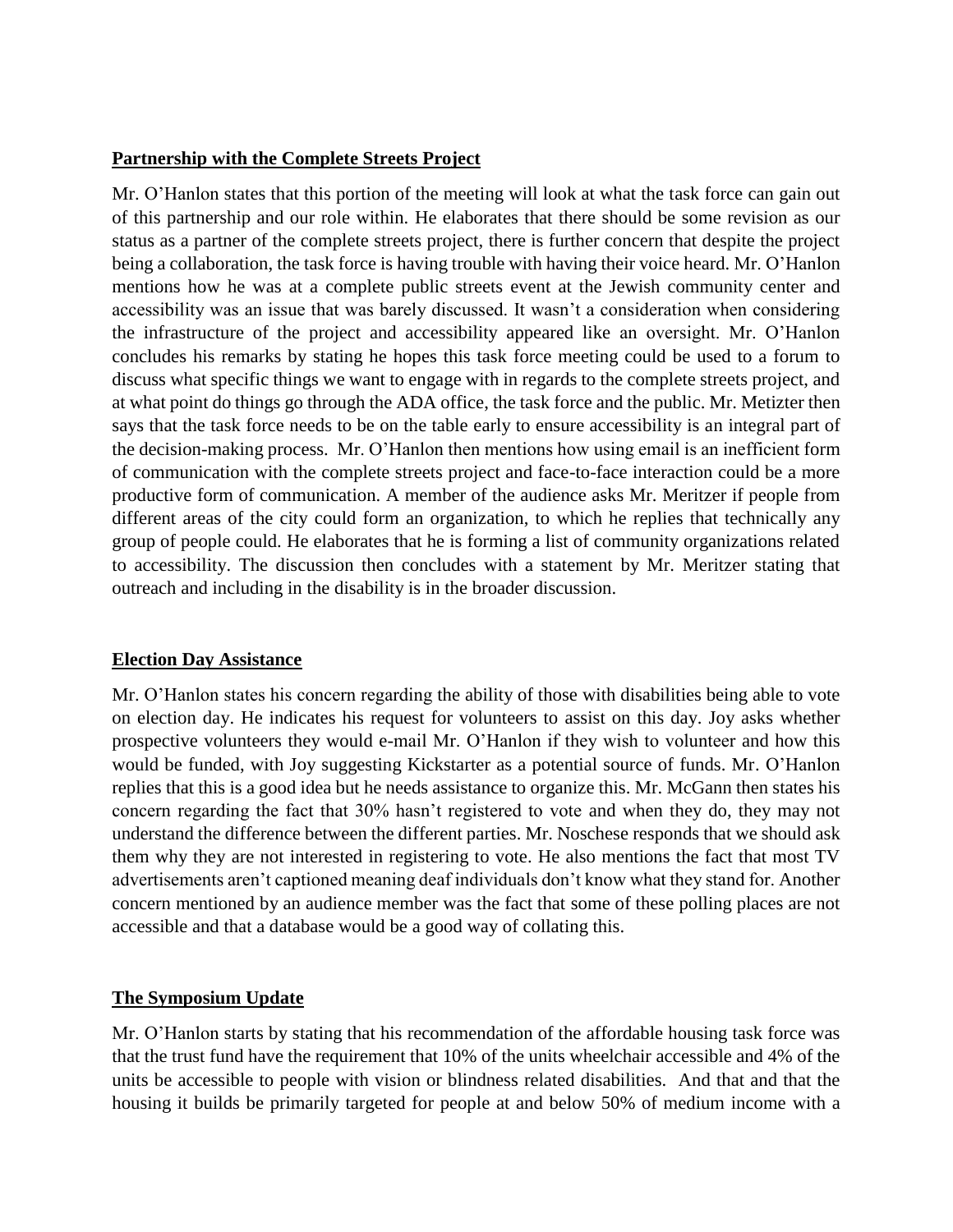**Partnership with the Complete Streets Project**

Mr. O'Hanlon states that this portion of the meeting will look at what the task force can gain out of this partnership and our role within. He elaborates that there should be some revision as our status as a partner of the complete streets project, there is further concern that despite the project being a collaboration, the task force is having trouble with having their voice heard. Mr. O'Hanlon mentions how he was at a complete public streets event at the Jewish community center and accessibility was an issue that was barely discussed. It wasn't a consideration when considering the infrastructure of the project and accessibility appeared like an oversight. Mr. O'Hanlon concludes his remarks by stating he hopes this task force meeting could be used to a forum to discuss what specific things we want to engage with in regards to the complete streets project, and at what point do things go through the ADA office, the task force and the public. Mr. Metizter then says that the task force needs to be on the table early to ensure accessibility is an integral part of the decision-making process. Mr. O'Hanlon then mentions how using email is an inefficient form of communication with the complete streets project and face-to-face interaction could be a more productive form of communication. A member of the audience asks Mr. Meritzer if people from different areas of the city could form an organization, to which he replies that technically any group of people could. He elaborates that he is forming a list of community organizations related to accessibility. The discussion then concludes with a statement by Mr. Meritzer stating that outreach and including in the disability is in the broader discussion.

**Election Day Assistance**

Mr. O'Hanlon states his concern regarding the ability of those with disabilities being able to vote on election day. He indicates his request for volunteers to assist on this day. Joy asks whether prospective volunteers they would e-mail Mr. O'Hanlon if they wish to volunteer and how this would be funded, with Joy suggesting Kickstarter as a potential source of funds. Mr. O'Hanlon replies that this is a good idea but he needs assistance to organize this. Mr. McGann then states his concern regarding the fact that 30% hasn't registered to vote and when they do, they may not understand the difference between the different parties. Mr. Noschese responds that we should ask them why they are not interested in registering to vote. He also mentions the fact that most TV advertisements aren't captioned meaning deaf individuals don't know what they stand for. Another concern mentioned by an audience member was the fact that some of these polling places are not accessible and that a database would be a good way of collating this.

**The Symposium Update**

Mr. O'Hanlon starts by stating that his recommendation of the affordable housing task force was that the trust fund have the requirement that 10% of the units wheelchair accessible and 4% of the units be accessible to people with vision or blindness related disabilities. And that and that the housing it builds be primarily targeted for people at and below 50% of medium income with a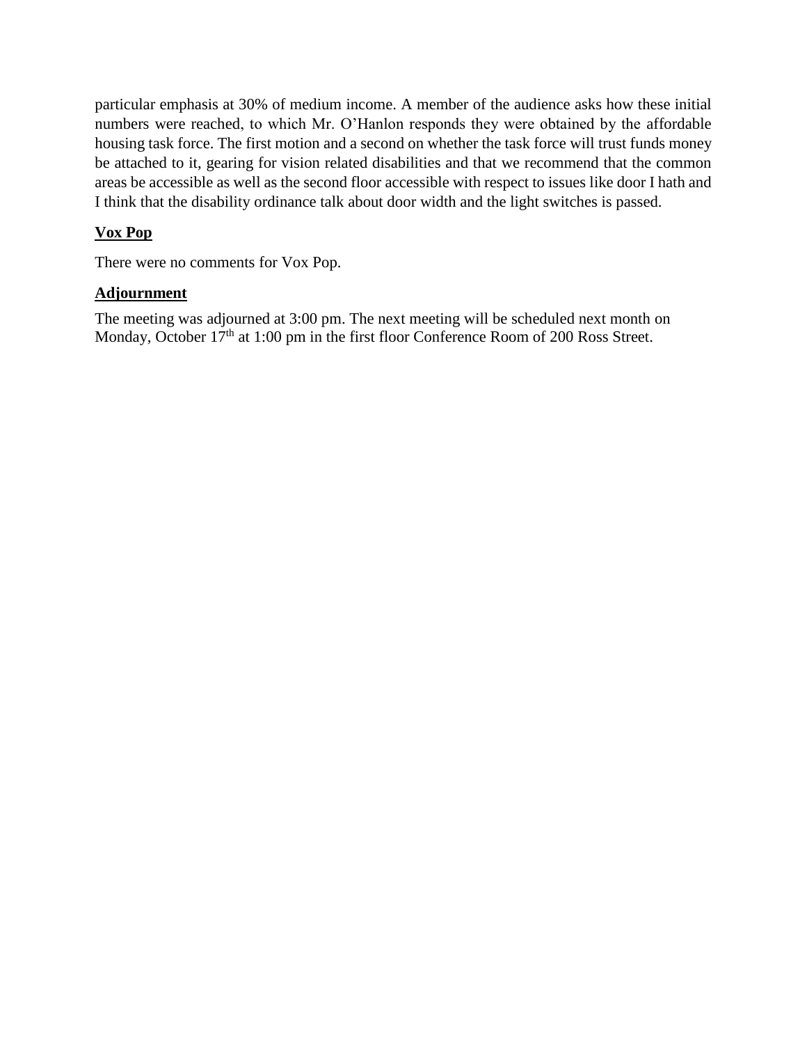particular emphasis at 30% of medium income. A member of the audience asks how these initial numbers were reached, to which Mr. O'Hanlon responds they were obtained by the affordable housing task force. The first motion and a second on whether the task force will trust funds money be attached to it, gearing for vision related disabilities and that we recommend that the common areas be accessible as well as the second floor accessible with respect to issues like door I hath and I think that the disability ordinance talk about door width and the light switches is passed.

## Vox Pop

There were no comments for Vox Pop.

## Adjournment

The meeting was adjourned at 3:00 pm. The next meeting will be scheduled next month on Monday, October 17th at 1:00 pm in the first floor Conference Room of 200 Ross Street.